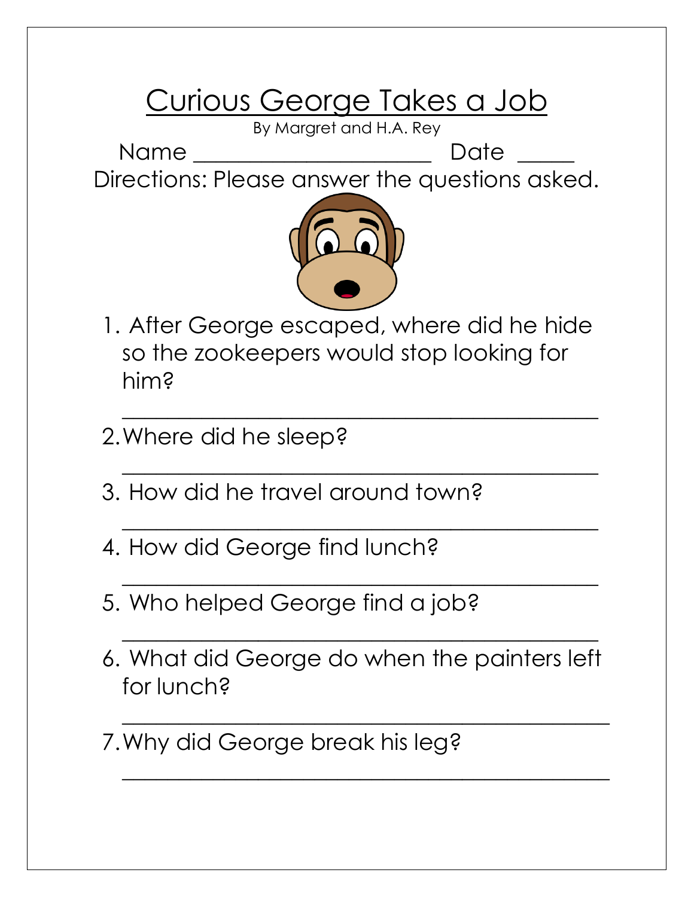# Curious George Takes a Job

By Margret and H.A. Rey

Name ____________________ Date _____

Directions: Please answer the questions asked.

1. After George escaped, where did he hide so the zookeepers would stop looking for him?

   ________________________________________

2. Where did he sleep?

   ________________________________________

3. How did he travel around town?

   ________________________________________

4. How did George find lunch?

   ________________________________________

5. Who helped George find a job?

   ________________________________________

6. What did George do when the painters left for lunch?

   ________________________________________

7. Why did George break his leg?

   ________________________________________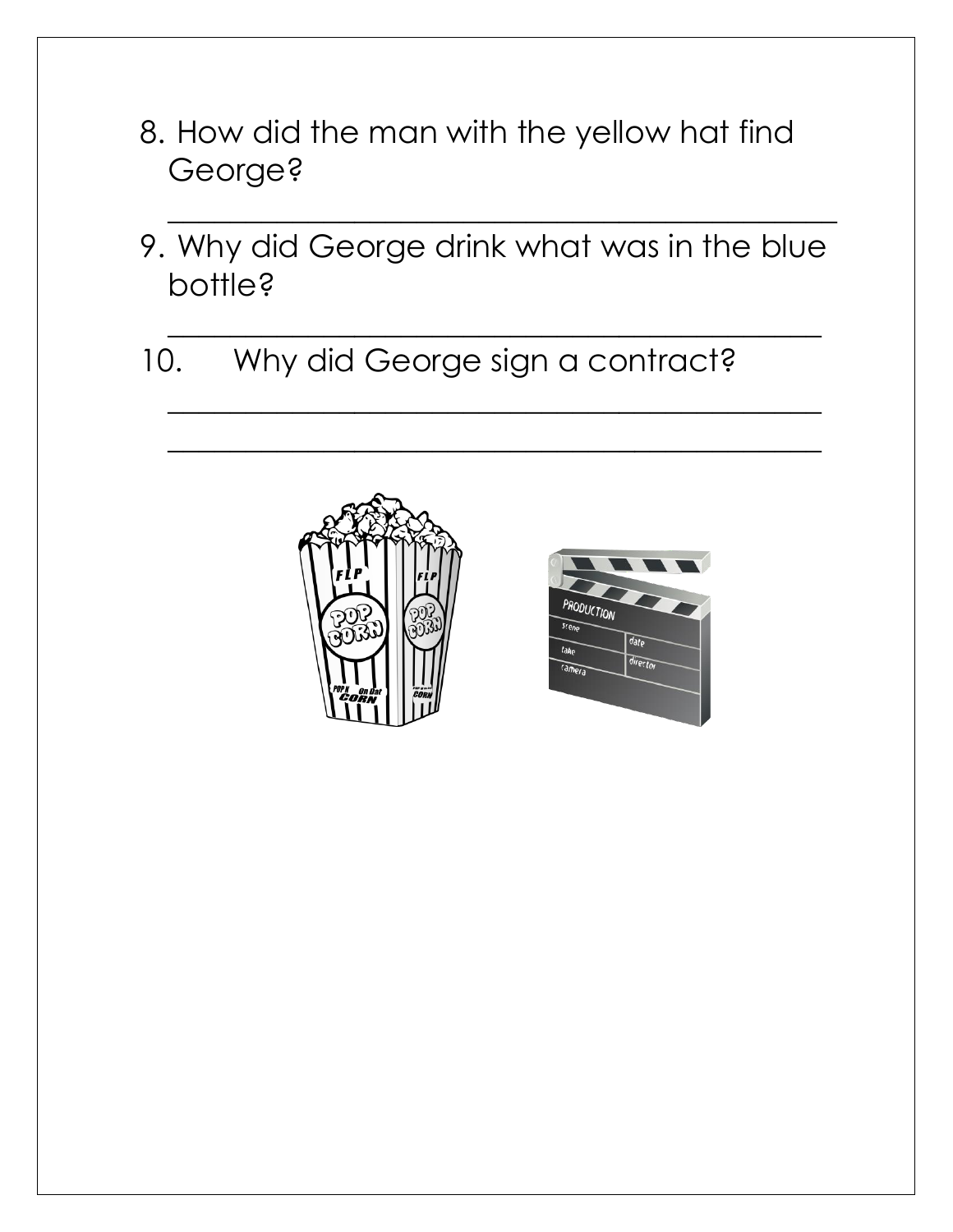8. How did the man with the yellow hat find George?

_______________________________________________

9. Why did George drink what was in the blue bottle?

_______________________________________________

10. Why did George sign a contract?

_______________________________________________

_______________________________________________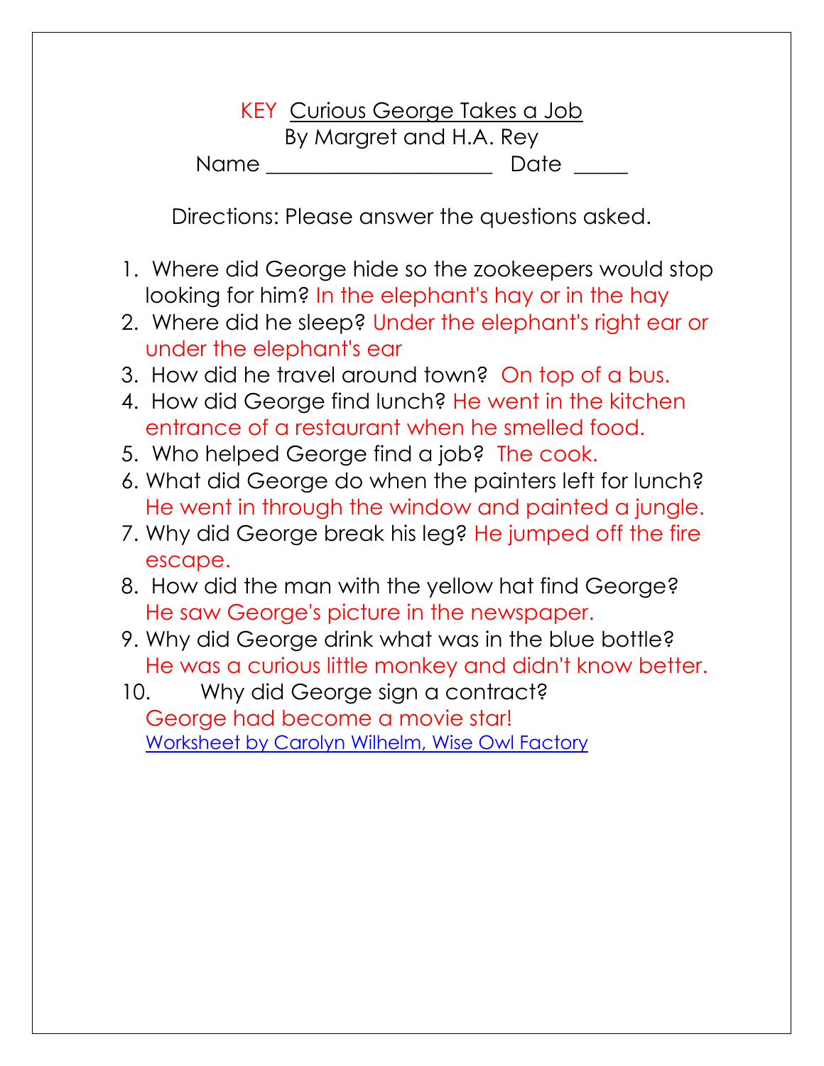KEY Curious George Takes a Job

By Margret and H.A. Rey

Name ____________________ Date _____

Directions: Please answer the questions asked.

1. Where did George hide so the zookeepers would stop looking for him? In the elephant's hay or in the hay
2. Where did he sleep? Under the elephant's right ear or under the elephant's ear
3. How did he travel around town? On top of a bus.
4. How did George find lunch? He went in the kitchen entrance of a restaurant when he smelled food.
5. Who helped George find a job? The cook.
6. What did George do when the painters left for lunch? He went in through the window and painted a jungle.
7. Why did George break his leg? He jumped off the fire escape.
8. How did the man with the yellow hat find George? He saw George's picture in the newspaper.
9. Why did George drink what was in the blue bottle? He was a curious little monkey and didn't know better.
10. Why did George sign a contract? George had become a movie star!

Worksheet by Carolyn Wilhelm, Wise Owl Factory